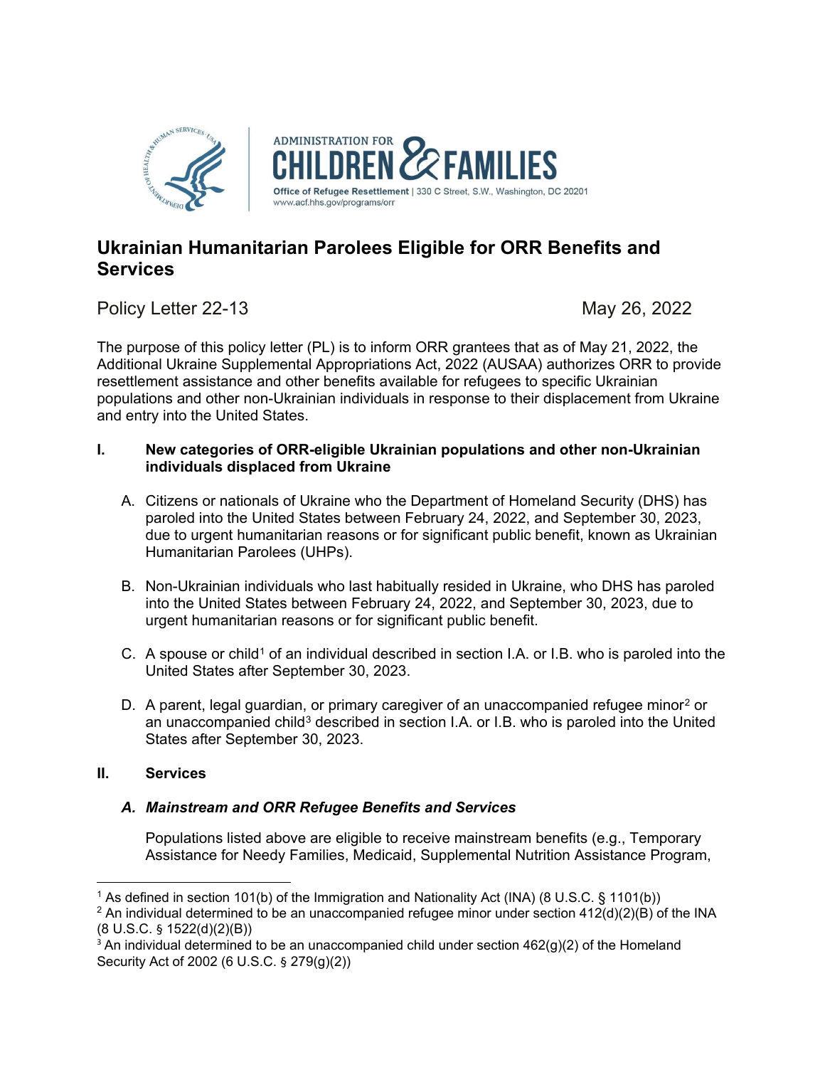ADMINISTRATION FOR CHILDREN & FAMILIES

Office of Refugee Resettlement | 330 C Street, S.W., Washington, DC 20201
www.acf.hhs.gov/programs/orr

# Ukrainian Humanitarian Parolees Eligible for ORR Benefits and Services

Policy Letter 22-13 May 26, 2022

The purpose of this policy letter (PL) is to inform ORR grantees that as of May 21, 2022, the Additional Ukraine Supplemental Appropriations Act, 2022 (AUSAA) authorizes ORR to provide resettlement assistance and other benefits available for refugees to specific Ukrainian populations and other non-Ukrainian individuals in response to their displacement from Ukraine and entry into the United States.

## I. New categories of ORR-eligible Ukrainian populations and other non-Ukrainian individuals displaced from Ukraine

A. Citizens or nationals of Ukraine who the Department of Homeland Security (DHS) has paroled into the United States between February 24, 2022, and September 30, 2023, due to urgent humanitarian reasons or for significant public benefit, known as Ukrainian Humanitarian Parolees (UHPs).

B. Non-Ukrainian individuals who last habitually resided in Ukraine, who DHS has paroled into the United States between February 24, 2022, and September 30, 2023, due to urgent humanitarian reasons or for significant public benefit.

C. A spouse or child[1] of an individual described in section I.A. or I.B. who is paroled into the United States after September 30, 2023.

D. A parent, legal guardian, or primary caregiver of an unaccompanied refugee minor[2] or an unaccompanied child[3] described in section I.A. or I.B. who is paroled into the United States after September 30, 2023.

## II. Services

### *A. Mainstream and ORR Refugee Benefits and Services*

Populations listed above are eligible to receive mainstream benefits (e.g., Temporary Assistance for Needy Families, Medicaid, Supplemental Nutrition Assistance Program,

[1] As defined in section 101(b) of the Immigration and Nationality Act (INA) (8 U.S.C. § 1101(b))

[2] An individual determined to be an unaccompanied refugee minor under section 412(d)(2)(B) of the INA (8 U.S.C. § 1522(d)(2)(B))

[3] An individual determined to be an unaccompanied child under section 462(g)(2) of the Homeland Security Act of 2002 (6 U.S.C. § 279(g)(2))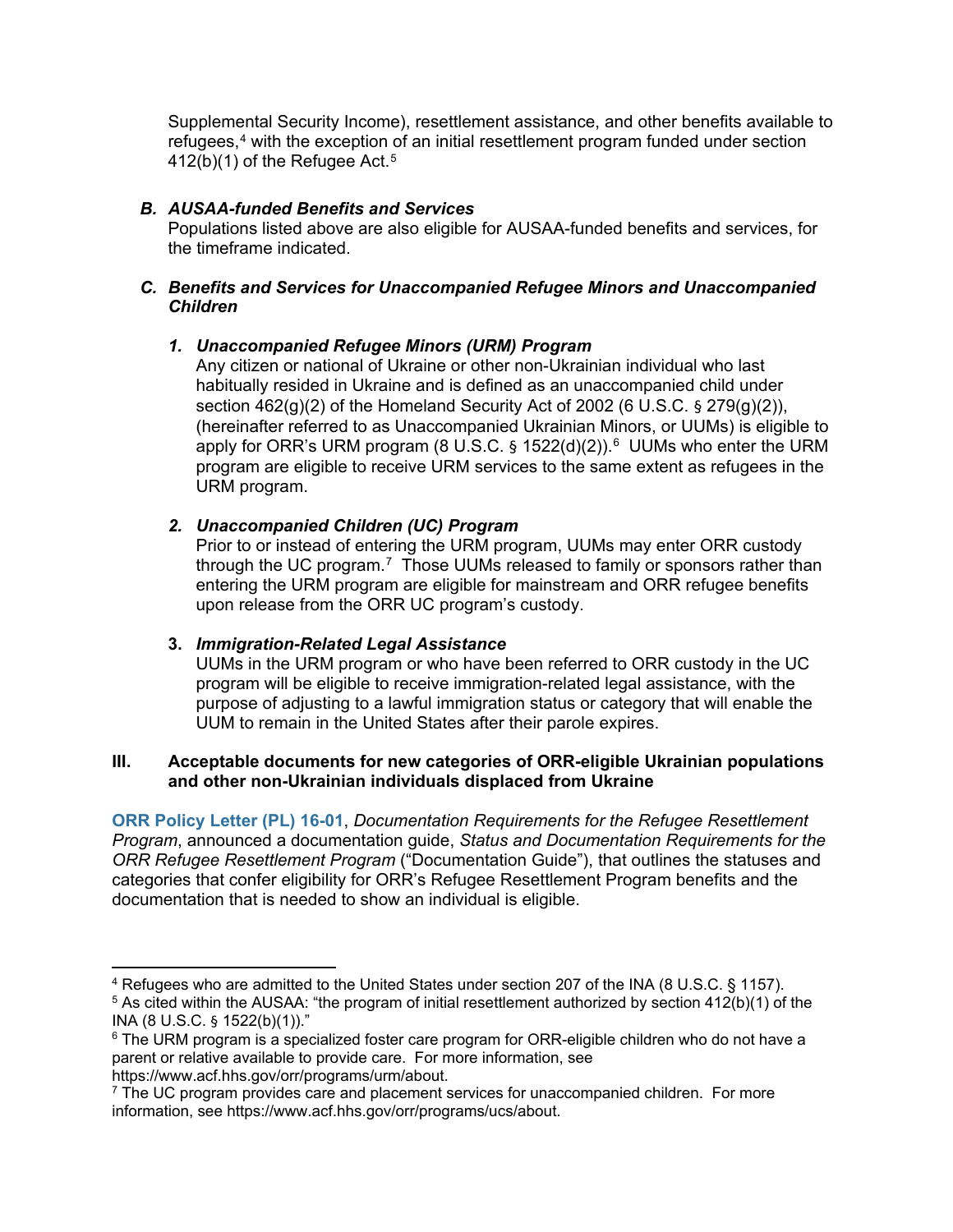Supplemental Security Income), resettlement assistance, and other benefits available to refugees,[4] with the exception of an initial resettlement program funded under section 412(b)(1) of the Refugee Act.[5]

### *B. AUSAA-funded Benefits and Services*

Populations listed above are also eligible for AUSAA-funded benefits and services, for the timeframe indicated.

### *C. Benefits and Services for Unaccompanied Refugee Minors and Unaccompanied Children*

#### *1. Unaccompanied Refugee Minors (URM) Program*

Any citizen or national of Ukraine or other non-Ukrainian individual who last habitually resided in Ukraine and is defined as an unaccompanied child under section 462(g)(2) of the Homeland Security Act of 2002 (6 U.S.C. § 279(g)(2)), (hereinafter referred to as Unaccompanied Ukrainian Minors, or UUMs) is eligible to apply for ORR's URM program (8 U.S.C. § 1522(d)(2)).[6] UUMs who enter the URM program are eligible to receive URM services to the same extent as refugees in the URM program.

#### *2. Unaccompanied Children (UC) Program*

Prior to or instead of entering the URM program, UUMs may enter ORR custody through the UC program.[7] Those UUMs released to family or sponsors rather than entering the URM program are eligible for mainstream and ORR refugee benefits upon release from the ORR UC program's custody.

#### 3. *Immigration-Related Legal Assistance*

UUMs in the URM program or who have been referred to ORR custody in the UC program will be eligible to receive immigration-related legal assistance, with the purpose of adjusting to a lawful immigration status or category that will enable the UUM to remain in the United States after their parole expires.

## III. Acceptable documents for new categories of ORR-eligible Ukrainian populations and other non-Ukrainian individuals displaced from Ukraine

**ORR Policy Letter (PL) 16-01**, *Documentation Requirements for the Refugee Resettlement Program*, announced a documentation guide, *Status and Documentation Requirements for the ORR Refugee Resettlement Program* ("Documentation Guide"), that outlines the statuses and categories that confer eligibility for ORR's Refugee Resettlement Program benefits and the documentation that is needed to show an individual is eligible.

---

[4] Refugees who are admitted to the United States under section 207 of the INA (8 U.S.C. § 1157).

[5] As cited within the AUSAA: "the program of initial resettlement authorized by section 412(b)(1) of the INA (8 U.S.C. § 1522(b)(1))."

[6] The URM program is a specialized foster care program for ORR-eligible children who do not have a parent or relative available to provide care. For more information, see https://www.acf.hhs.gov/orr/programs/urm/about.

[7] The UC program provides care and placement services for unaccompanied children. For more information, see https://www.acf.hhs.gov/orr/programs/ucs/about.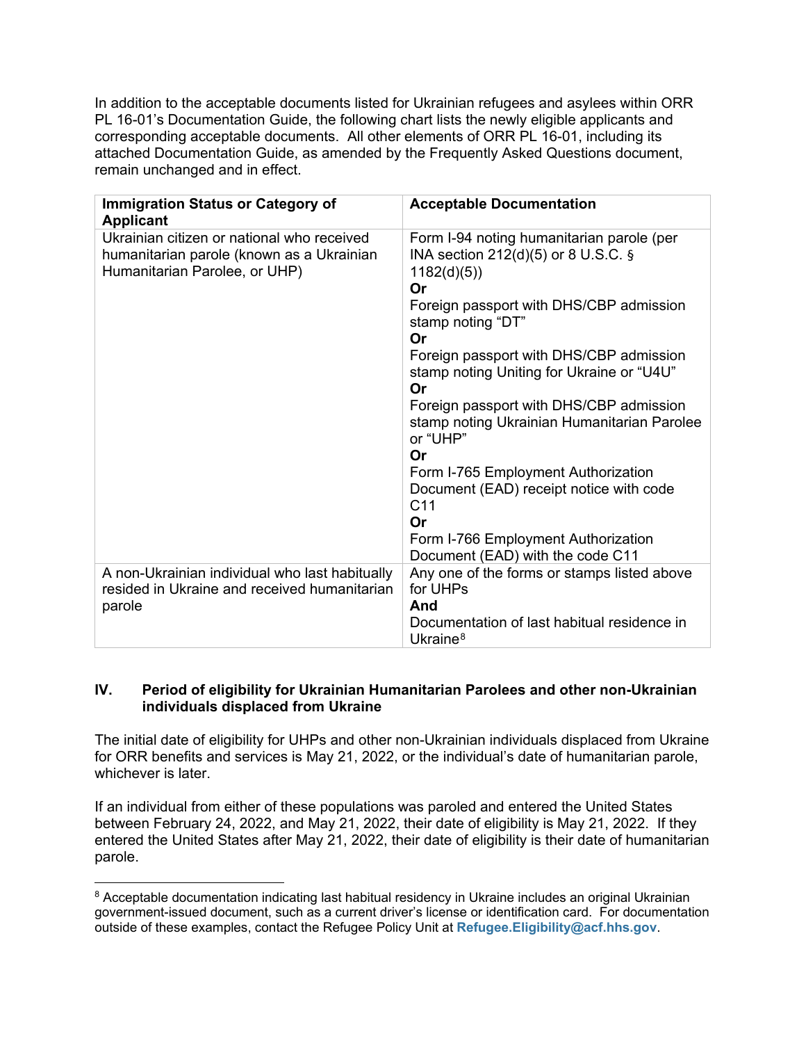In addition to the acceptable documents listed for Ukrainian refugees and asylees within ORR PL 16-01's Documentation Guide, the following chart lists the newly eligible applicants and corresponding acceptable documents. All other elements of ORR PL 16-01, including its attached Documentation Guide, as amended by the Frequently Asked Questions document, remain unchanged and in effect.

| **Immigration Status or Category of Applicant** | **Acceptable Documentation** |
|---|---|
| Ukrainian citizen or national who received humanitarian parole (known as a Ukrainian Humanitarian Parolee, or UHP) | Form I-94 noting humanitarian parole (per INA section 212(d)(5) or 8 U.S.C. § 1182(d)(5))<br>**Or**<br>Foreign passport with DHS/CBP admission stamp noting "DT"<br>**Or**<br>Foreign passport with DHS/CBP admission stamp noting Uniting for Ukraine or "U4U"<br>**Or**<br>Foreign passport with DHS/CBP admission stamp noting Ukrainian Humanitarian Parolee or "UHP"<br>**Or**<br>Form I-765 Employment Authorization Document (EAD) receipt notice with code C11<br>**Or**<br>Form I-766 Employment Authorization Document (EAD) with the code C11 |
| A non-Ukrainian individual who last habitually resided in Ukraine and received humanitarian parole | Any one of the forms or stamps listed above for UHPs<br>**And**<br>Documentation of last habitual residence in Ukraine[8] |

## IV. Period of eligibility for Ukrainian Humanitarian Parolees and other non-Ukrainian individuals displaced from Ukraine

The initial date of eligibility for UHPs and other non-Ukrainian individuals displaced from Ukraine for ORR benefits and services is May 21, 2022, or the individual's date of humanitarian parole, whichever is later.

If an individual from either of these populations was paroled and entered the United States between February 24, 2022, and May 21, 2022, their date of eligibility is May 21, 2022. If they entered the United States after May 21, 2022, their date of eligibility is their date of humanitarian parole.

[8] Acceptable documentation indicating last habitual residency in Ukraine includes an original Ukrainian government-issued document, such as a current driver's license or identification card. For documentation outside of these examples, contact the Refugee Policy Unit at **Refugee.Eligibility@acf.hhs.gov**.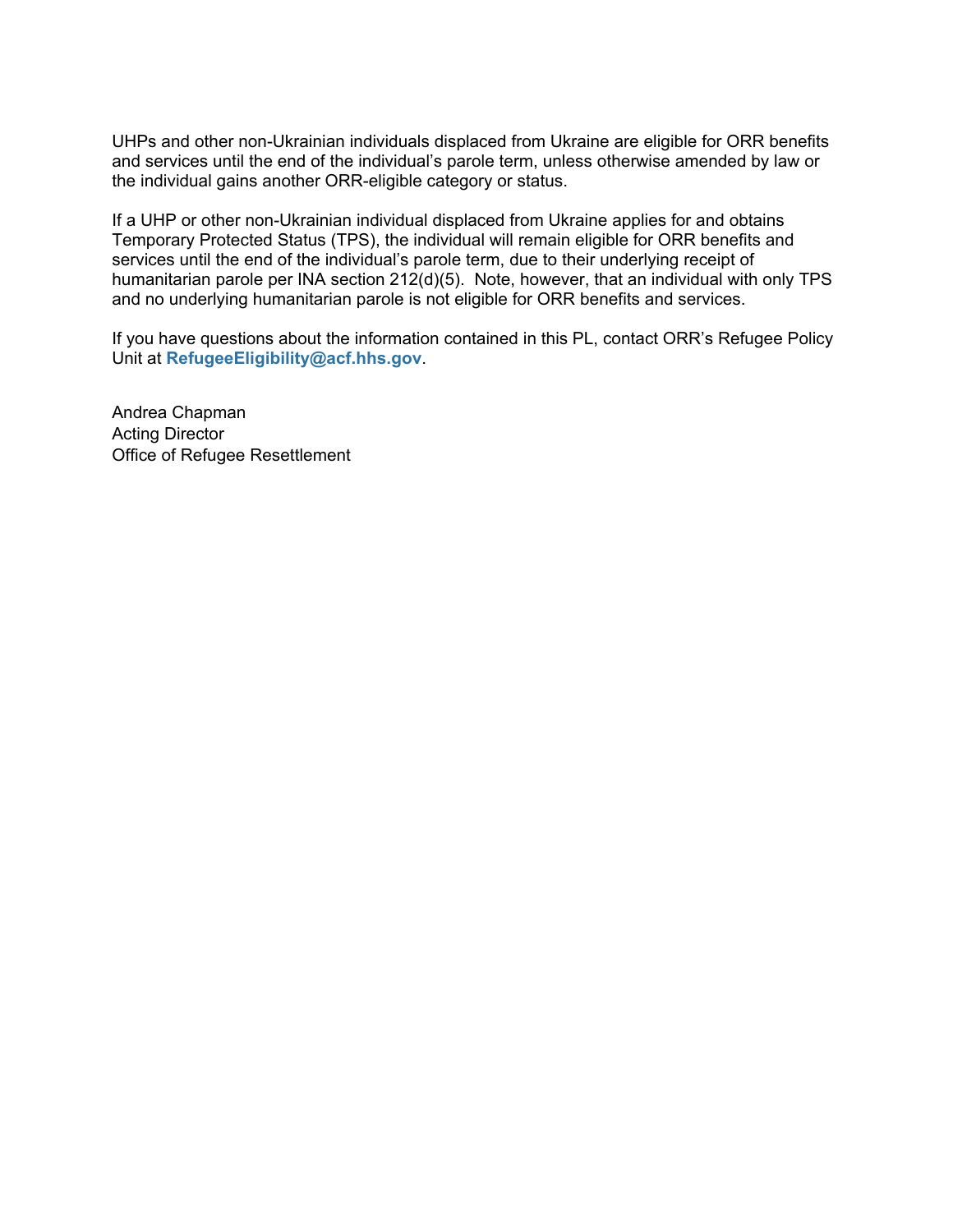UHPs and other non-Ukrainian individuals displaced from Ukraine are eligible for ORR benefits and services until the end of the individual's parole term, unless otherwise amended by law or the individual gains another ORR-eligible category or status.

If a UHP or other non-Ukrainian individual displaced from Ukraine applies for and obtains Temporary Protected Status (TPS), the individual will remain eligible for ORR benefits and services until the end of the individual's parole term, due to their underlying receipt of humanitarian parole per INA section 212(d)(5). Note, however, that an individual with only TPS and no underlying humanitarian parole is not eligible for ORR benefits and services.

If you have questions about the information contained in this PL, contact ORR's Refugee Policy Unit at **RefugeeEligibility@acf.hhs.gov**.

Andrea Chapman
Acting Director
Office of Refugee Resettlement